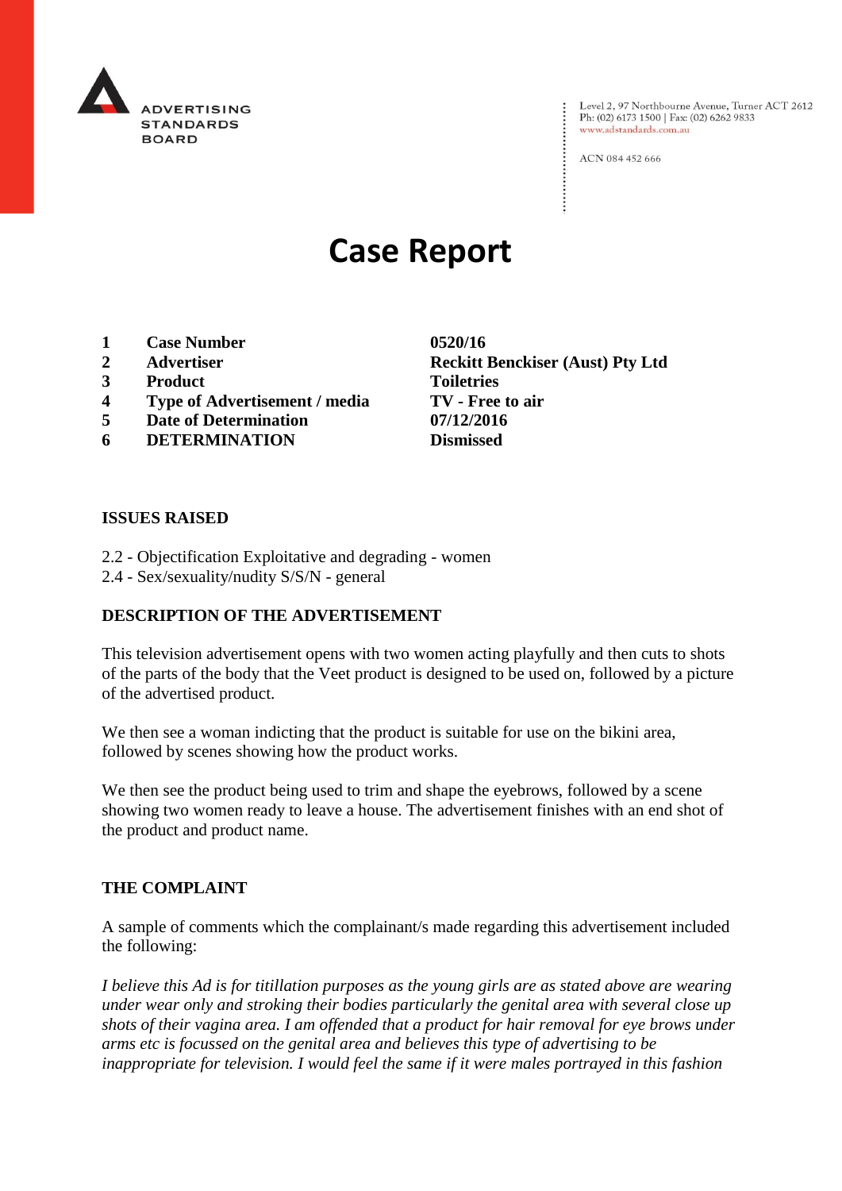ADVERTISING STANDARDS BOARD

Level 2, 97 Northbourne Avenue, Turner ACT 2612
Ph: (02) 6173 1500 | Fax: (02) 6262 9833
www.adstandards.com.au

ACN 084 452 666

# Case Report

| | | |
|---|---|---|
| **1** | **Case Number** | **0520/16** |
| **2** | **Advertiser** | **Reckitt Benckiser (Aust) Pty Ltd** |
| **3** | **Product** | **Toiletries** |
| **4** | **Type of Advertisement / media** | **TV - Free to air** |
| **5** | **Date of Determination** | **07/12/2016** |
| **6** | **DETERMINATION** | **Dismissed** |

**ISSUES RAISED**

2.2 - Objectification Exploitative and degrading - women
2.4 - Sex/sexuality/nudity S/S/N - general

**DESCRIPTION OF THE ADVERTISEMENT**

This television advertisement opens with two women acting playfully and then cuts to shots of the parts of the body that the Veet product is designed to be used on, followed by a picture of the advertised product.

We then see a woman indicting that the product is suitable for use on the bikini area, followed by scenes showing how the product works.

We then see the product being used to trim and shape the eyebrows, followed by a scene showing two women ready to leave a house. The advertisement finishes with an end shot of the product and product name.

**THE COMPLAINT**

A sample of comments which the complainant/s made regarding this advertisement included the following:

*I believe this Ad is for titillation purposes as the young girls are as stated above are wearing under wear only and stroking their bodies particularly the genital area with several close up shots of their vagina area. I am offended that a product for hair removal for eye brows under arms etc is focussed on the genital area and believes this type of advertising to be inappropriate for television. I would feel the same if it were males portrayed in this fashion*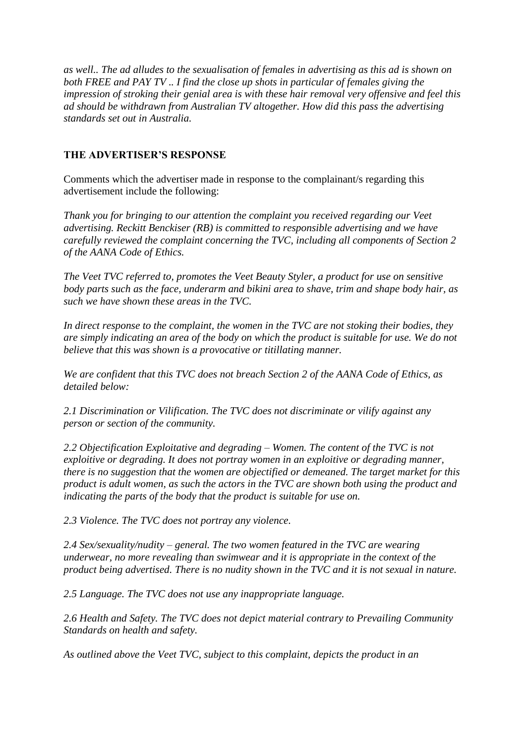*as well.. The ad alludes to the sexualisation of females in advertising as this ad is shown on both FREE and PAY TV .. I find the close up shots in particular of females giving the impression of stroking their genial area is with these hair removal very offensive and feel this ad should be withdrawn from Australian TV altogether. How did this pass the advertising standards set out in Australia.*

**THE ADVERTISER'S RESPONSE**

Comments which the advertiser made in response to the complainant/s regarding this advertisement include the following:

*Thank you for bringing to our attention the complaint you received regarding our Veet advertising. Reckitt Benckiser (RB) is committed to responsible advertising and we have carefully reviewed the complaint concerning the TVC, including all components of Section 2 of the AANA Code of Ethics.*

*The Veet TVC referred to, promotes the Veet Beauty Styler, a product for use on sensitive body parts such as the face, underarm and bikini area to shave, trim and shape body hair, as such we have shown these areas in the TVC.*

*In direct response to the complaint, the women in the TVC are not stoking their bodies, they are simply indicating an area of the body on which the product is suitable for use. We do not believe that this was shown is a provocative or titillating manner.*

*We are confident that this TVC does not breach Section 2 of the AANA Code of Ethics, as detailed below:*

*2.1 Discrimination or Vilification. The TVC does not discriminate or vilify against any person or section of the community.*

*2.2 Objectification Exploitative and degrading – Women. The content of the TVC is not exploitive or degrading. It does not portray women in an exploitive or degrading manner, there is no suggestion that the women are objectified or demeaned. The target market for this product is adult women, as such the actors in the TVC are shown both using the product and indicating the parts of the body that the product is suitable for use on.*

*2.3 Violence. The TVC does not portray any violence.*

*2.4 Sex/sexuality/nudity – general. The two women featured in the TVC are wearing underwear, no more revealing than swimwear and it is appropriate in the context of the product being advertised. There is no nudity shown in the TVC and it is not sexual in nature.*

*2.5 Language. The TVC does not use any inappropriate language.*

*2.6 Health and Safety. The TVC does not depict material contrary to Prevailing Community Standards on health and safety.*

*As outlined above the Veet TVC, subject to this complaint, depicts the product in an*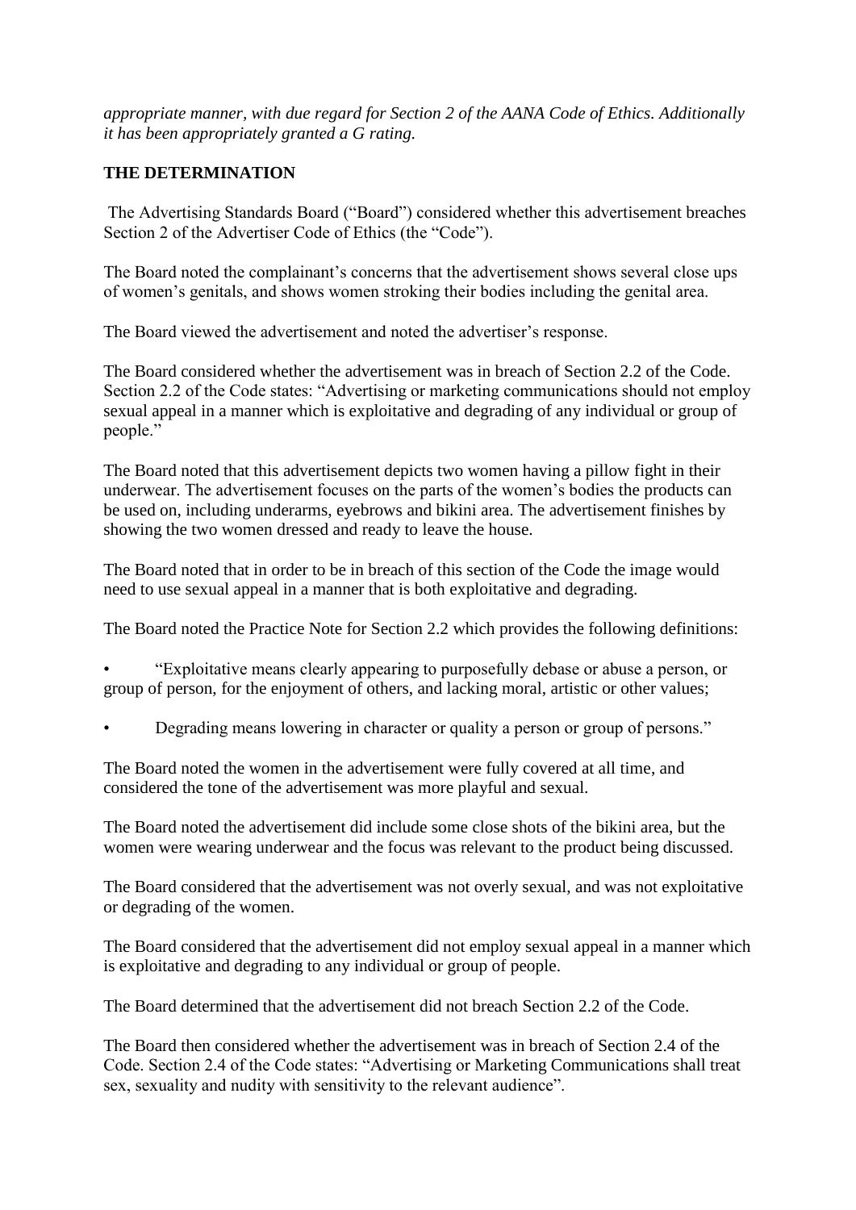*appropriate manner, with due regard for Section 2 of the AANA Code of Ethics. Additionally it has been appropriately granted a G rating.*

**THE DETERMINATION**

The Advertising Standards Board ("Board") considered whether this advertisement breaches Section 2 of the Advertiser Code of Ethics (the "Code").

The Board noted the complainant's concerns that the advertisement shows several close ups of women's genitals, and shows women stroking their bodies including the genital area.

The Board viewed the advertisement and noted the advertiser's response.

The Board considered whether the advertisement was in breach of Section 2.2 of the Code. Section 2.2 of the Code states: "Advertising or marketing communications should not employ sexual appeal in a manner which is exploitative and degrading of any individual or group of people."

The Board noted that this advertisement depicts two women having a pillow fight in their underwear. The advertisement focuses on the parts of the women's bodies the products can be used on, including underarms, eyebrows and bikini area. The advertisement finishes by showing the two women dressed and ready to leave the house.

The Board noted that in order to be in breach of this section of the Code the image would need to use sexual appeal in a manner that is both exploitative and degrading.

The Board noted the Practice Note for Section 2.2 which provides the following definitions:

- "Exploitative means clearly appearing to purposefully debase or abuse a person, or group of person, for the enjoyment of others, and lacking moral, artistic or other values;
- Degrading means lowering in character or quality a person or group of persons."

The Board noted the women in the advertisement were fully covered at all time, and considered the tone of the advertisement was more playful and sexual.

The Board noted the advertisement did include some close shots of the bikini area, but the women were wearing underwear and the focus was relevant to the product being discussed.

The Board considered that the advertisement was not overly sexual, and was not exploitative or degrading of the women.

The Board considered that the advertisement did not employ sexual appeal in a manner which is exploitative and degrading to any individual or group of people.

The Board determined that the advertisement did not breach Section 2.2 of the Code.

The Board then considered whether the advertisement was in breach of Section 2.4 of the Code. Section 2.4 of the Code states: "Advertising or Marketing Communications shall treat sex, sexuality and nudity with sensitivity to the relevant audience".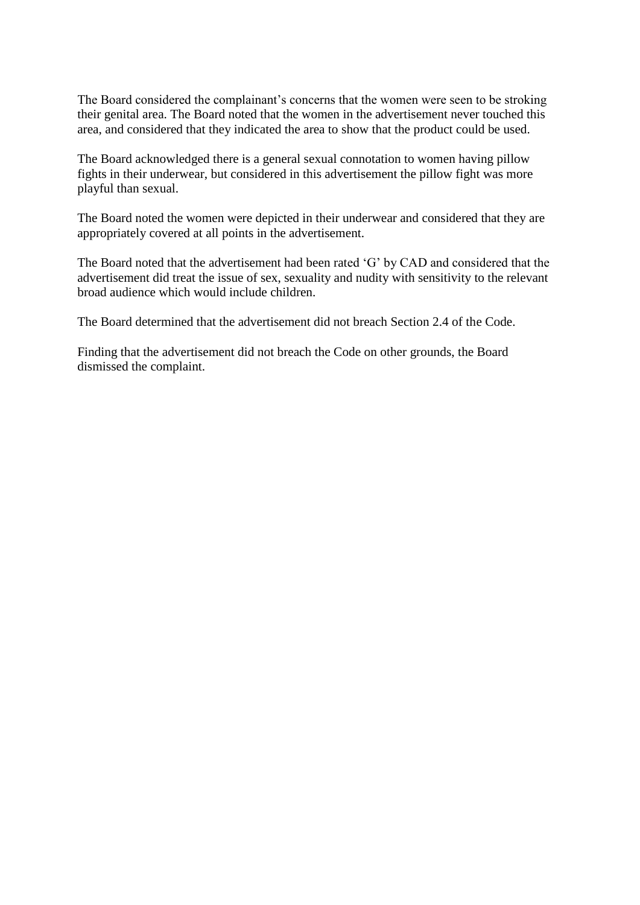The Board considered the complainant's concerns that the women were seen to be stroking their genital area. The Board noted that the women in the advertisement never touched this area, and considered that they indicated the area to show that the product could be used.

The Board acknowledged there is a general sexual connotation to women having pillow fights in their underwear, but considered in this advertisement the pillow fight was more playful than sexual.

The Board noted the women were depicted in their underwear and considered that they are appropriately covered at all points in the advertisement.

The Board noted that the advertisement had been rated 'G' by CAD and considered that the advertisement did treat the issue of sex, sexuality and nudity with sensitivity to the relevant broad audience which would include children.

The Board determined that the advertisement did not breach Section 2.4 of the Code.

Finding that the advertisement did not breach the Code on other grounds, the Board dismissed the complaint.